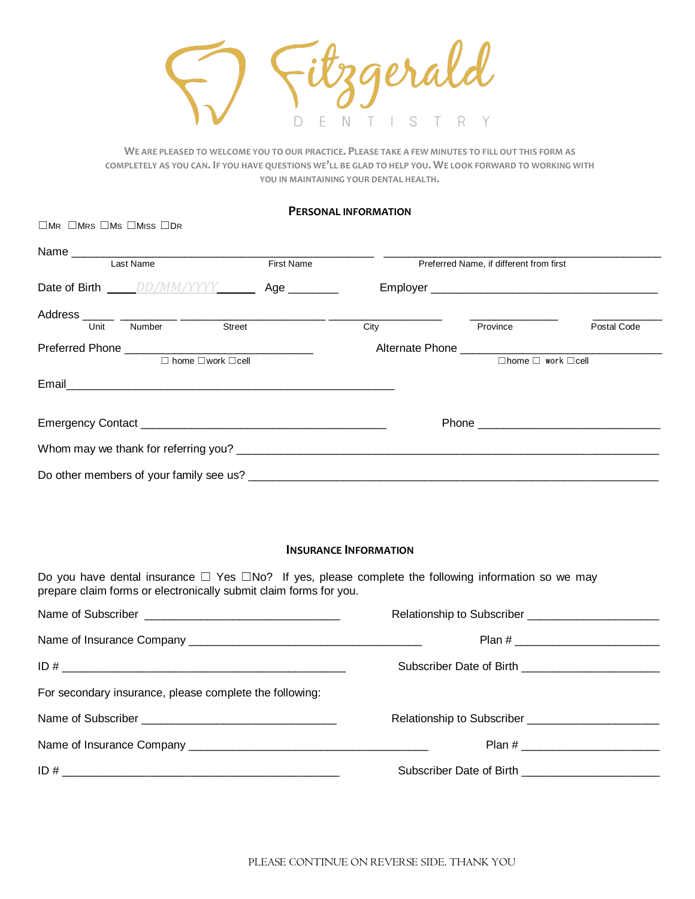# Fitzgerald

DENTISTRY

WE ARE PLEASED TO WELCOME YOU TO OUR PRACTICE. PLEASE TAKE A FEW MINUTES TO FILL OUT THIS FORM AS COMPLETELY AS YOU CAN. IF YOU HAVE QUESTIONS WE'LL BE GLAD TO HELP YOU. WE LOOK FORWARD TO WORKING WITH YOU IN MAINTAINING YOUR DENTAL HEALTH.

## PERSONAL INFORMATION

☐MR ☐MRS ☐MS ☐MISS ☐DR

Name ____________________________________________ ____________________________________________
Last Name First Name Preferred Name, if different from first

Date of Birth ____DD/MM/YYYY______ Age ________ Employer ____________________________________

Address _____ _________ ______________________ __________________ ______________ ___________
Unit Number Street City Province Postal Code

Preferred Phone ______________________________ Alternate Phone ______________________________
☐ home ☐work ☐cell ☐home ☐ work ☐cell

Email____________________________________________________

Emergency Contact _______________________________________ Phone _____________________________

Whom may we thank for referring you? ______________________________________________________________

Do other members of your family see us? ______________________________________________________________

## INSURANCE INFORMATION

Do you have dental insurance ☐ Yes ☐No? If yes, please complete the following information so we may prepare claim forms or electronically submit claim forms for you.

Name of Subscriber _______________________________ Relationship to Subscriber _____________________

Name of Insurance Company _____________________________________ Plan # _______________________

ID # _____________________________________________ Subscriber Date of Birth _____________________

For secondary insurance, please complete the following:

Name of Subscriber _______________________________ Relationship to Subscriber _____________________

Name of Insurance Company ______________________________________ Plan # _______________________

ID # ____________________________________________ Subscriber Date of Birth _____________________

PLEASE CONTINUE ON REVERSE SIDE. THANK YOU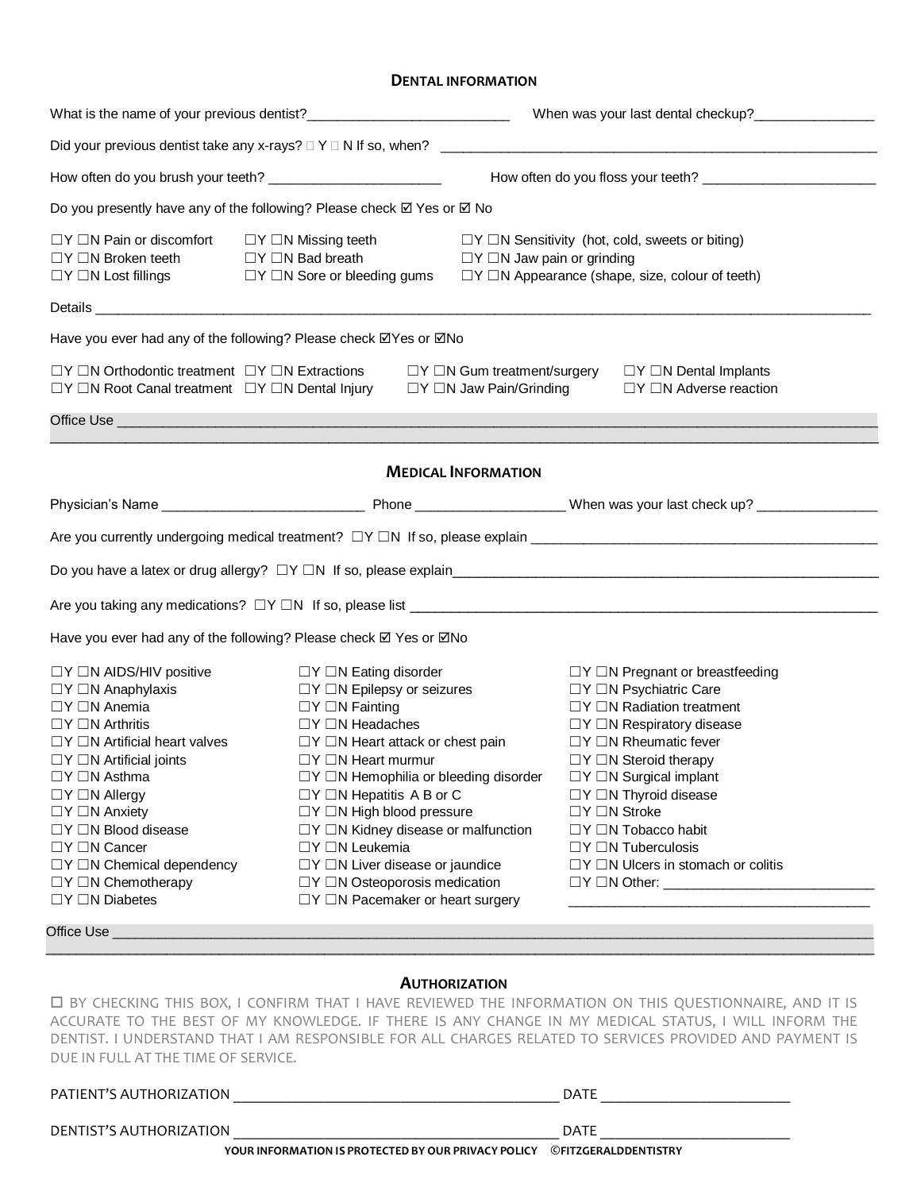## DENTAL INFORMATION

What is the name of your previous dentist?___________________________ When was your last dental checkup?________________

Did your previous dentist take any x-rays? □ Y □ N If so, when? ____________________________________________________________

How often do you brush your teeth? _______________________ How often do you floss your teeth? _______________________

Do you presently have any of the following? Please check ☑ Yes or ☑ No

☐Y ☐N Pain or discomfort
☐Y ☐N Broken teeth
☐Y ☐N Lost fillings
☐Y ☐N Missing teeth
☐Y ☐N Bad breath
☐Y ☐N Sore or bleeding gums
☐Y ☐N Sensitivity (hot, cold, sweets or biting)
☐Y ☐N Jaw pain or grinding
☐Y ☐N Appearance (shape, size, colour of teeth)

Details ____________________________________________________________________________________________________

Have you ever had any of the following? Please check ☑Yes or ☑No

☐Y ☐N Orthodontic treatment
☐Y ☐N Root Canal treatment
☐Y ☐N Extractions
☐Y ☐N Dental Injury
☐Y ☐N Gum treatment/surgery
☐Y ☐N Jaw Pain/Grinding
☐Y ☐N Dental Implants
☐Y ☐N Adverse reaction

Office Use __________________________________________________________________________________________________

## MEDICAL INFORMATION

Physician's Name __________________________ Phone ___________________ When was your last check up? ________________

Are you currently undergoing medical treatment? ☐Y ☐N If so, please explain _______________________________________________

Do you have a latex or drug allergy? ☐Y ☐N If so, please explain___________________________________________________________

Are you taking any medications? ☐Y ☐N If so, please list _________________________________________________________________

Have you ever had any of the following? Please check ☑ Yes or ☑No

☐Y ☐N AIDS/HIV positive
☐Y ☐N Anaphylaxis
☐Y ☐N Anemia
☐Y ☐N Arthritis
☐Y ☐N Artificial heart valves
☐Y ☐N Artificial joints
☐Y ☐N Asthma
☐Y ☐N Allergy
☐Y ☐N Anxiety
☐Y ☐N Blood disease
☐Y ☐N Cancer
☐Y ☐N Chemical dependency
☐Y ☐N Chemotherapy
☐Y ☐N Diabetes
☐Y ☐N Eating disorder
☐Y ☐N Epilepsy or seizures
☐Y ☐N Fainting
☐Y ☐N Headaches
☐Y ☐N Heart attack or chest pain
☐Y ☐N Heart murmur
☐Y ☐N Hemophilia or bleeding disorder
☐Y ☐N Hepatitis A B or C
☐Y ☐N High blood pressure
☐Y ☐N Kidney disease or malfunction
☐Y ☐N Leukemia
☐Y ☐N Liver disease or jaundice
☐Y ☐N Osteoporosis medication
☐Y ☐N Pacemaker or heart surgery
☐Y ☐N Pregnant or breastfeeding
☐Y ☐N Psychiatric Care
☐Y ☐N Radiation treatment
☐Y ☐N Respiratory disease
☐Y ☐N Rheumatic fever
☐Y ☐N Steroid therapy
☐Y ☐N Surgical implant
☐Y ☐N Thyroid disease
☐Y ☐N Stroke
☐Y ☐N Tobacco habit
☐Y ☐N Tuberculosis
☐Y ☐N Ulcers in stomach or colitis
☐Y ☐N Other: ____________________________
_______________________________________

Office Use __________________________________________________________________________________________________

## AUTHORIZATION

☐ BY CHECKING THIS BOX, I CONFIRM THAT I HAVE REVIEWED THE INFORMATION ON THIS QUESTIONNAIRE, AND IT IS ACCURATE TO THE BEST OF MY KNOWLEDGE. IF THERE IS ANY CHANGE IN MY MEDICAL STATUS, I WILL INFORM THE DENTIST. I UNDERSTAND THAT I AM RESPONSIBLE FOR ALL CHARGES RELATED TO SERVICES PROVIDED AND PAYMENT IS DUE IN FULL AT THE TIME OF SERVICE.

PATIENT'S AUTHORIZATION ___________________________________________ DATE _________________________

DENTIST'S AUTHORIZATION ___________________________________________ DATE _________________________

**YOUR INFORMATION IS PROTECTED BY OUR PRIVACY POLICY ©FITZGERALDDENTISTRY**